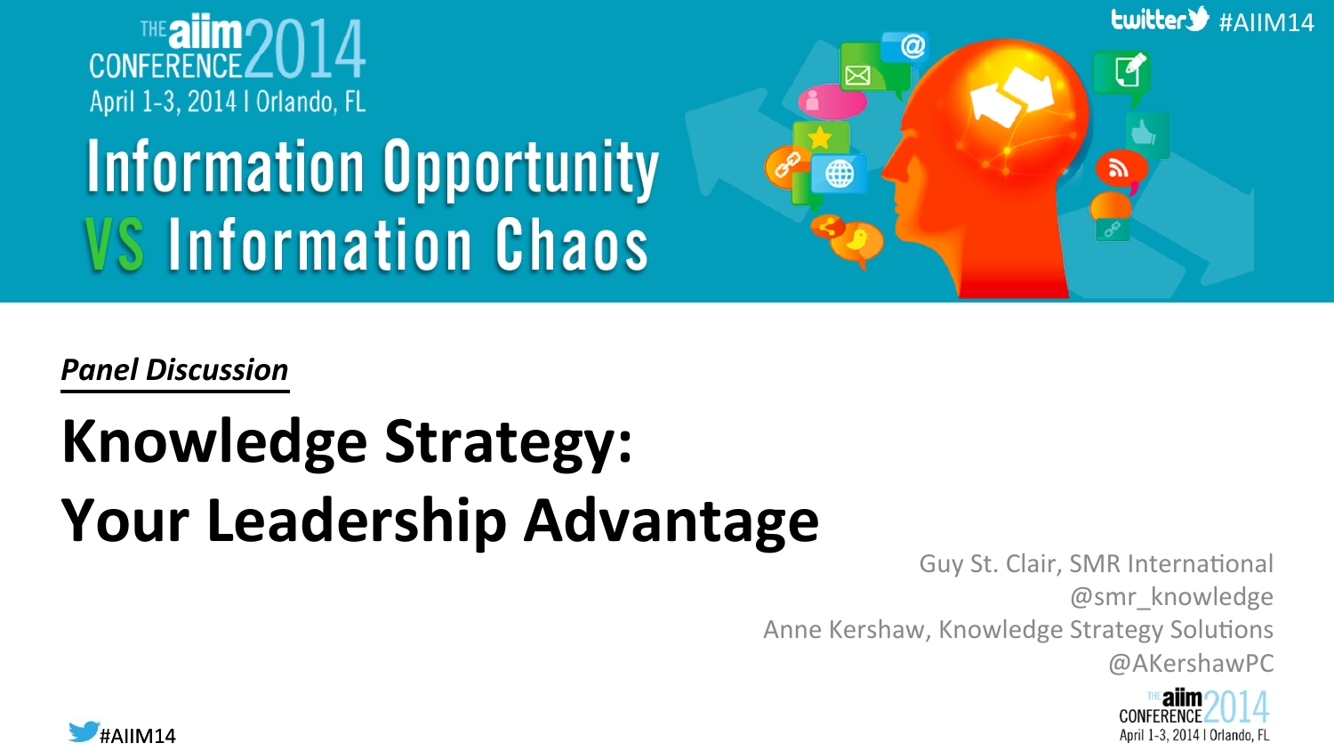# Information Opportunity VS Information Chaos

THE aiim CONFERENCE 2014

April 1-3, 2014 | Orlando, FL

twitter #AIIM14

***Panel Discussion***

## Knowledge Strategy: Your Leadership Advantage

Guy St. Clair, SMR International
@smr_knowledge
Anne Kershaw, Knowledge Strategy Solutions
@AKershawPC

#AIIM14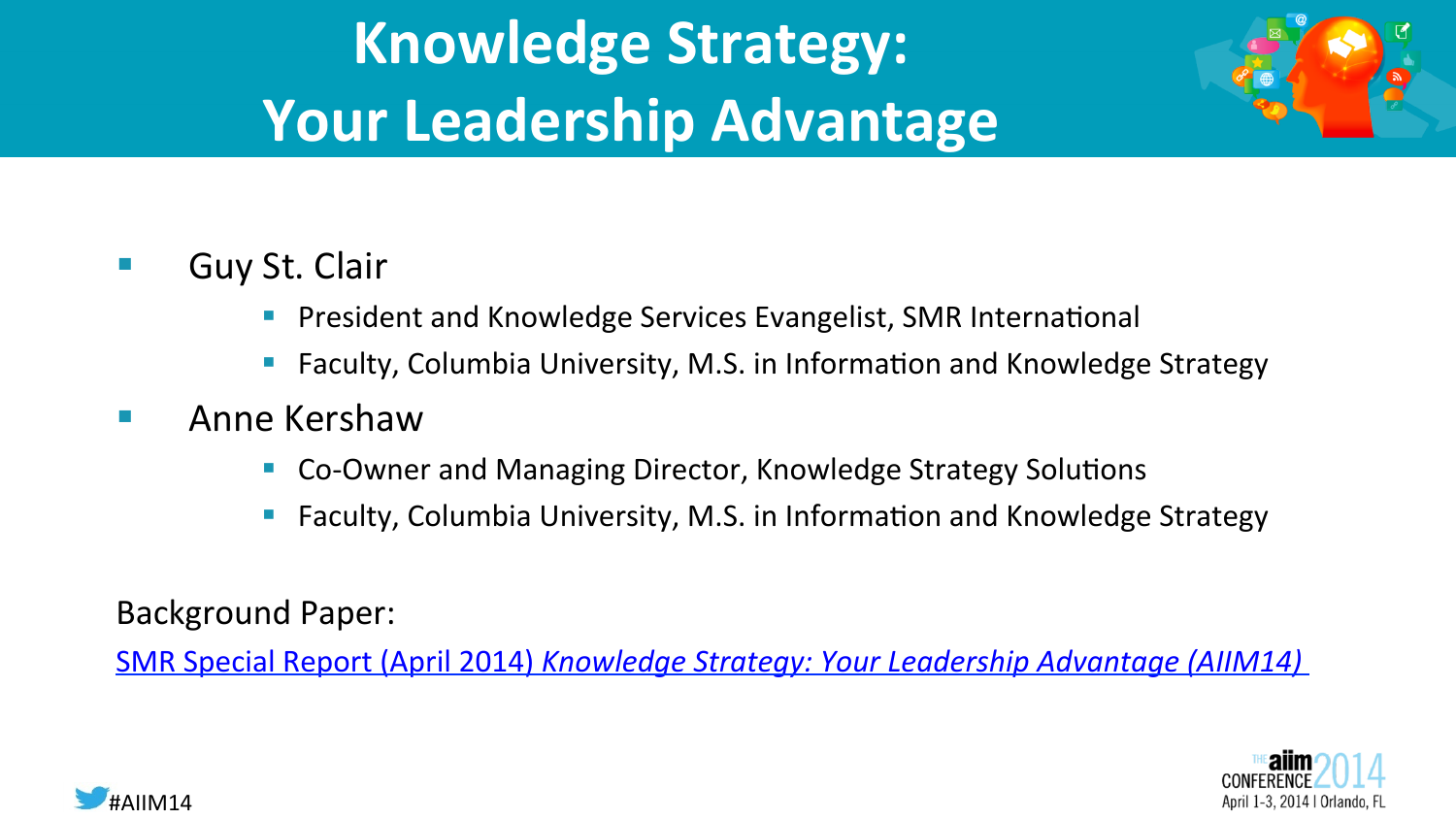# Knowledge Strategy: Your Leadership Advantage

- Guy St. Clair
  - President and Knowledge Services Evangelist, SMR International
  - Faculty, Columbia University, M.S. in Information and Knowledge Strategy
- Anne Kershaw
  - Co-Owner and Managing Director, Knowledge Strategy Solutions
  - Faculty, Columbia University, M.S. in Information and Knowledge Strategy

Background Paper:

SMR Special Report (April 2014) *Knowledge Strategy: Your Leadership Advantage (AIIM14)*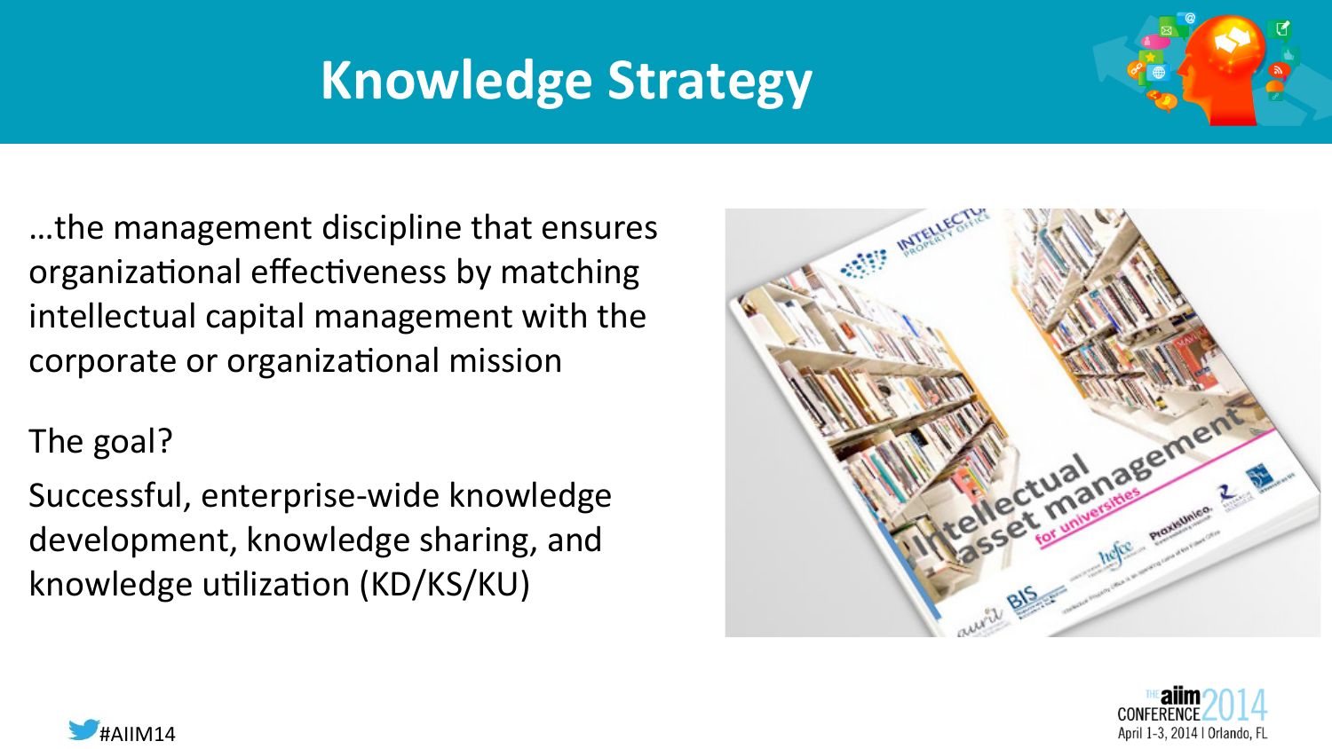# Knowledge Strategy

…the management discipline that ensures organizational effectiveness by matching intellectual capital management with the corporate or organizational mission

The goal?

Successful, enterprise-wide knowledge development, knowledge sharing, and knowledge utilization (KD/KS/KU)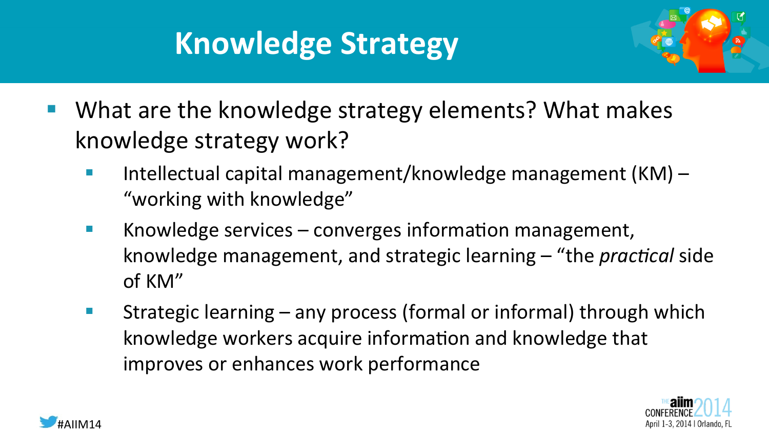# Knowledge Strategy

- What are the knowledge strategy elements? What makes knowledge strategy work?
  - Intellectual capital management/knowledge management (KM) – "working with knowledge"
  - Knowledge services – converges information management, knowledge management, and strategic learning – "the *practical* side of KM"
  - Strategic learning – any process (formal or informal) through which knowledge workers acquire information and knowledge that improves or enhances work performance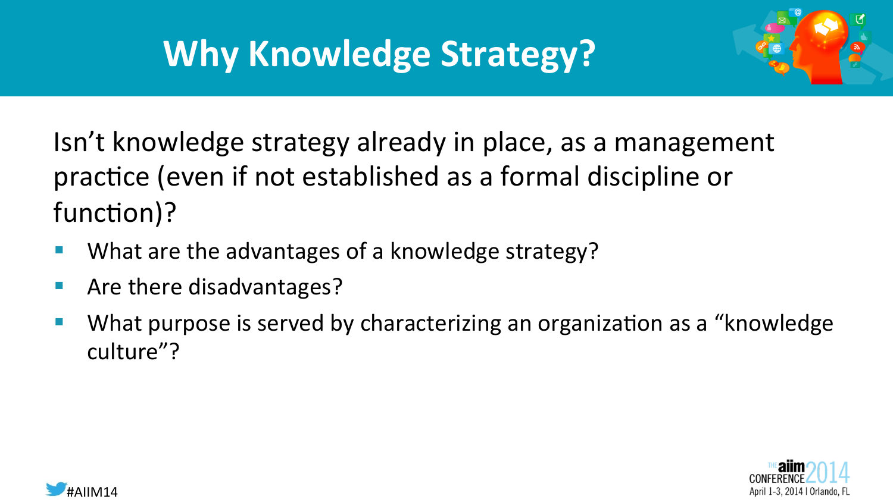# Why Knowledge Strategy?

Isn't knowledge strategy already in place, as a management practice (even if not established as a formal discipline or function)?

- What are the advantages of a knowledge strategy?
- Are there disadvantages?
- What purpose is served by characterizing an organization as a "knowledge culture"?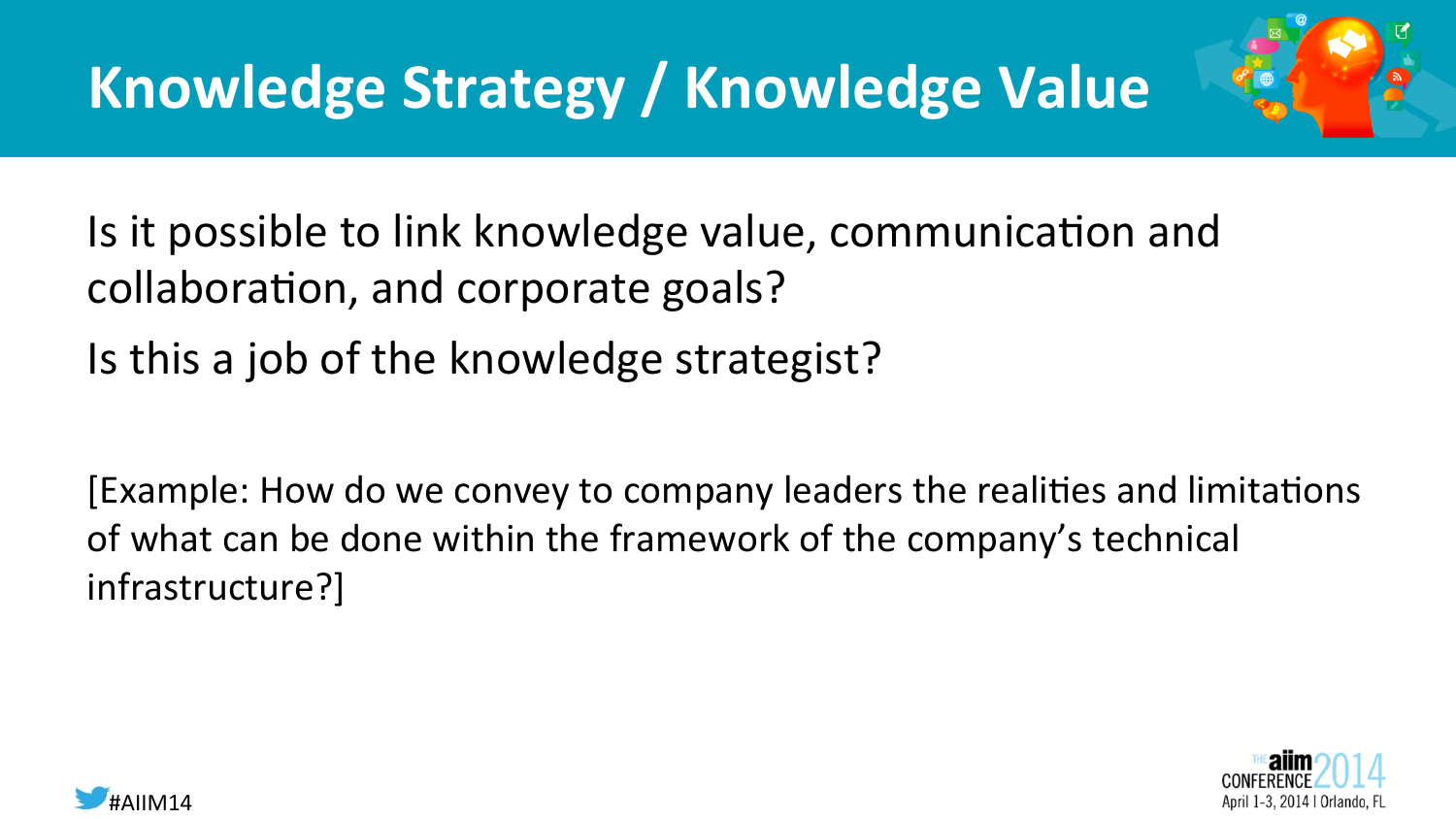# Knowledge Strategy / Knowledge Value

Is it possible to link knowledge value, communication and collaboration, and corporate goals?

Is this a job of the knowledge strategist?

[Example: How do we convey to company leaders the realities and limitations of what can be done within the framework of the company's technical infrastructure?]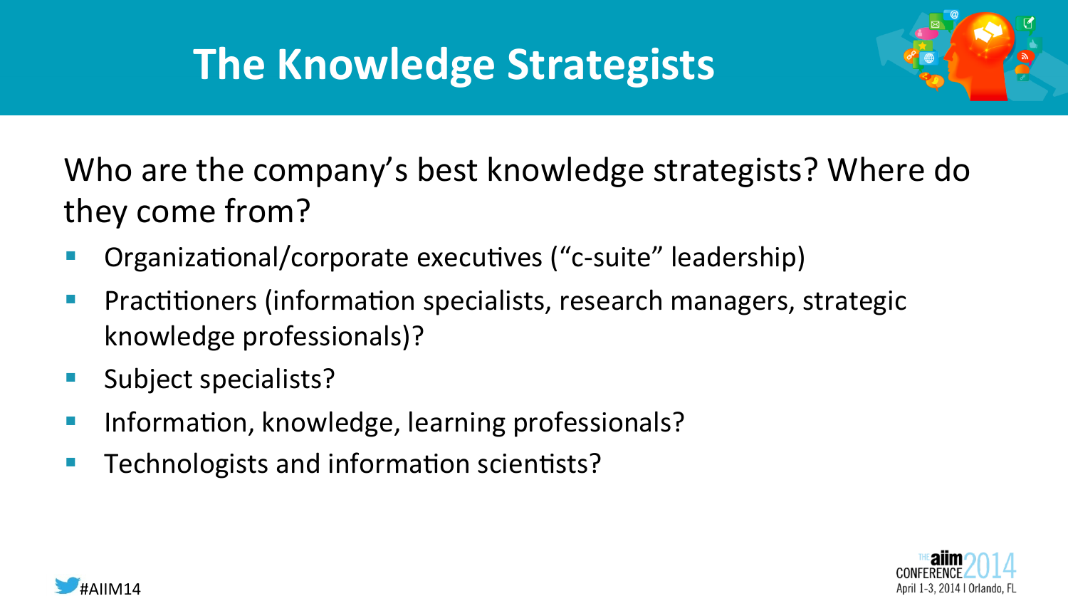# The Knowledge Strategists

Who are the company's best knowledge strategists? Where do they come from?

- Organizational/corporate executives ("c-suite" leadership)
- Practitioners (information specialists, research managers, strategic knowledge professionals)?
- Subject specialists?
- Information, knowledge, learning professionals?
- Technologists and information scientists?